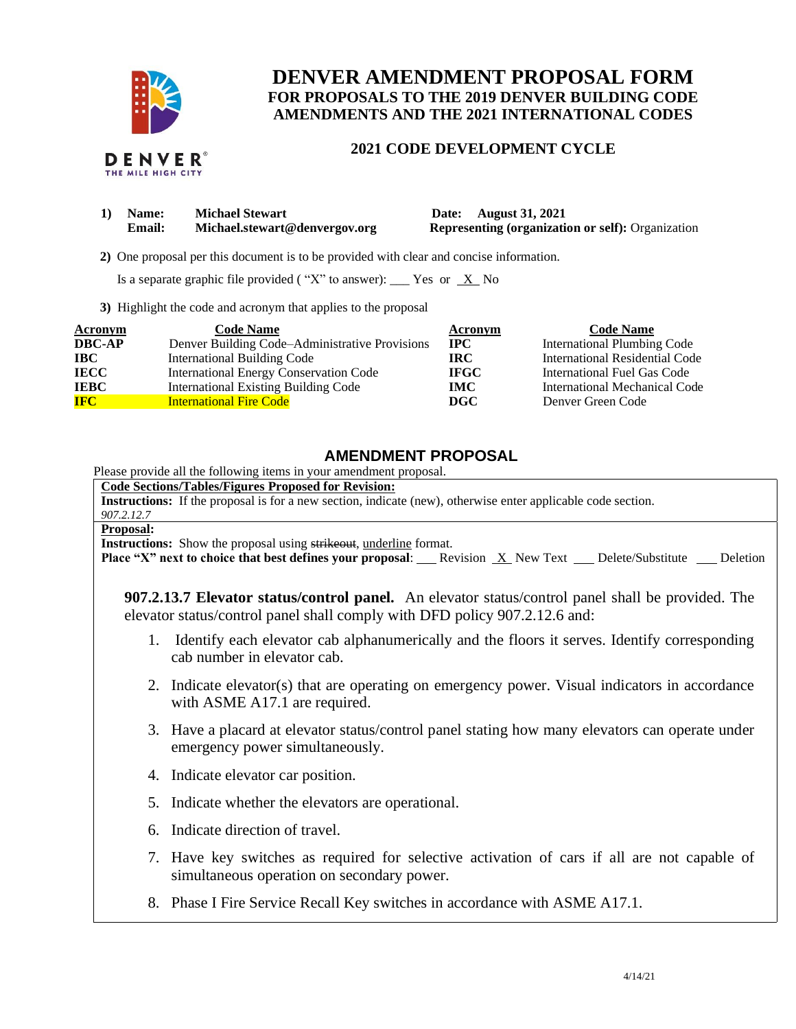# DENVER AMENDMENT PROPOSAL FORM
## FOR PROPOSALS TO THE 2019 DENVER BUILDING CODE AMENDMENTS AND THE 2021 INTERNATIONAL CODES

### 2021 CODE DEVELOPMENT CYCLE

**1) Name:** **Michael Stewart** **Date: August 31, 2021**
**Email:** **Michael.stewart@denvergov.org** **Representing (organization or self):** Organization

**2)** One proposal per this document is to be provided with clear and concise information.

Is a separate graphic file provided ( "X" to answer): ___ Yes or _X_ No

**3)** Highlight the code and acronym that applies to the proposal

| Acronym | Code Name | Acronym | Code Name |
|---|---|---|---|
| **DBC-AP** | Denver Building Code–Administrative Provisions | **IPC** | International Plumbing Code |
| **IBC** | International Building Code | **IRC** | International Residential Code |
| **IECC** | International Energy Conservation Code | **IFGC** | International Fuel Gas Code |
| **IEBC** | International Existing Building Code | **IMC** | International Mechanical Code |
| **IFC** | International Fire Code | **DGC** | Denver Green Code |

## AMENDMENT PROPOSAL

Please provide all the following items in your amendment proposal.

**Code Sections/Tables/Figures Proposed for Revision:**

**Instructions:** If the proposal is for a new section, indicate (new), otherwise enter applicable code section.

*907.2.12.7*

**Proposal:**

**Instructions:** Show the proposal using ~~strikeout~~, <u>underline</u> format.

**Place "X" next to choice that best defines your proposal**: ___ Revision _X_ New Text ___ Delete/Substitute ___ Deletion

**907.2.13.7 Elevator status/control panel.** An elevator status/control panel shall be provided. The elevator status/control panel shall comply with DFD policy 907.2.12.6 and:

1. Identify each elevator cab alphanumerically and the floors it serves. Identify corresponding cab number in elevator cab.
2. Indicate elevator(s) that are operating on emergency power. Visual indicators in accordance with ASME A17.1 are required.
3. Have a placard at elevator status/control panel stating how many elevators can operate under emergency power simultaneously.
4. Indicate elevator car position.
5. Indicate whether the elevators are operational.
6. Indicate direction of travel.
7. Have key switches as required for selective activation of cars if all are not capable of simultaneous operation on secondary power.
8. Phase I Fire Service Recall Key switches in accordance with ASME A17.1.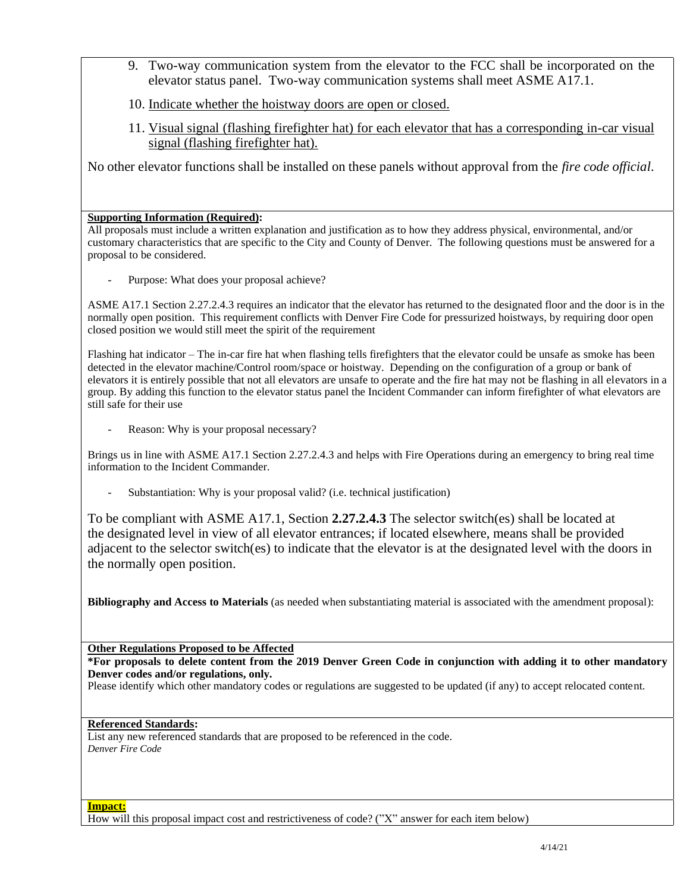9. Two-way communication system from the elevator to the FCC shall be incorporated on the elevator status panel. Two-way communication systems shall meet ASME A17.1.

10. <u>Indicate whether the hoistway doors are open or closed.</u>

11. <u>Visual signal (flashing firefighter hat) for each elevator that has a corresponding in-car visual signal (flashing firefighter hat).</u>

No other elevator functions shall be installed on these panels without approval from the *fire code official*.

**<u>Supporting Information (Required)</u>:**

All proposals must include a written explanation and justification as to how they address physical, environmental, and/or customary characteristics that are specific to the City and County of Denver. The following questions must be answered for a proposal to be considered.

- Purpose: What does your proposal achieve?

ASME A17.1 Section 2.27.2.4.3 requires an indicator that the elevator has returned to the designated floor and the door is in the normally open position. This requirement conflicts with Denver Fire Code for pressurized hoistways, by requiring door open closed position we would still meet the spirit of the requirement

Flashing hat indicator – The in-car fire hat when flashing tells firefighters that the elevator could be unsafe as smoke has been detected in the elevator machine/Control room/space or hoistway. Depending on the configuration of a group or bank of elevators it is entirely possible that not all elevators are unsafe to operate and the fire hat may not be flashing in all elevators in a group. By adding this function to the elevator status panel the Incident Commander can inform firefighter of what elevators are still safe for their use

- Reason: Why is your proposal necessary?

Brings us in line with ASME A17.1 Section 2.27.2.4.3 and helps with Fire Operations during an emergency to bring real time information to the Incident Commander.

- Substantiation: Why is your proposal valid? (i.e. technical justification)

To be compliant with ASME A17.1, Section **2.27.2.4.3** The selector switch(es) shall be located at the designated level in view of all elevator entrances; if located elsewhere, means shall be provided adjacent to the selector switch(es) to indicate that the elevator is at the designated level with the doors in the normally open position.

**Bibliography and Access to Materials** (as needed when substantiating material is associated with the amendment proposal):

**<u>Other Regulations Proposed to be Affected</u>**

**\*For proposals to delete content from the 2019 Denver Green Code in conjunction with adding it to other mandatory Denver codes and/or regulations, only.**

Please identify which other mandatory codes or regulations are suggested to be updated (if any) to accept relocated content.

**<u>Referenced Standards</u>:**

List any new referenced standards that are proposed to be referenced in the code.

*Denver Fire Code*

**<u>Impact:</u>**

How will this proposal impact cost and restrictiveness of code? ("X" answer for each item below)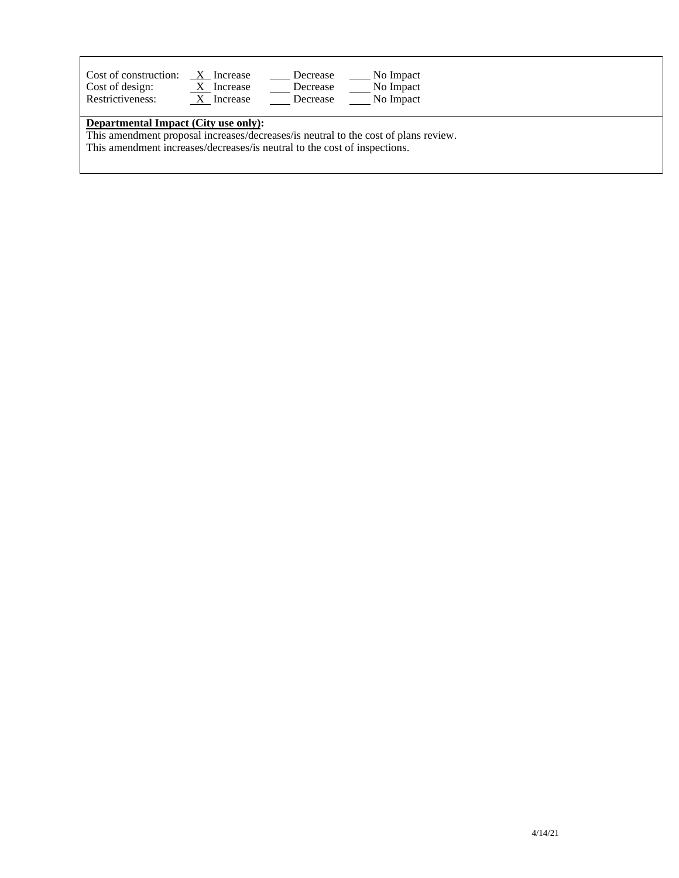| | | | |
|---|---|---|---|
| Cost of construction: | X Increase | ___ Decrease | ___ No Impact |
| Cost of design: | X Increase | ___ Decrease | ___ No Impact |
| Restrictiveness: | X Increase | ___ Decrease | ___ No Impact |

**Departmental Impact (City use only):**

This amendment proposal increases/decreases/is neutral to the cost of plans review.
This amendment increases/decreases/is neutral to the cost of inspections.

4/14/21